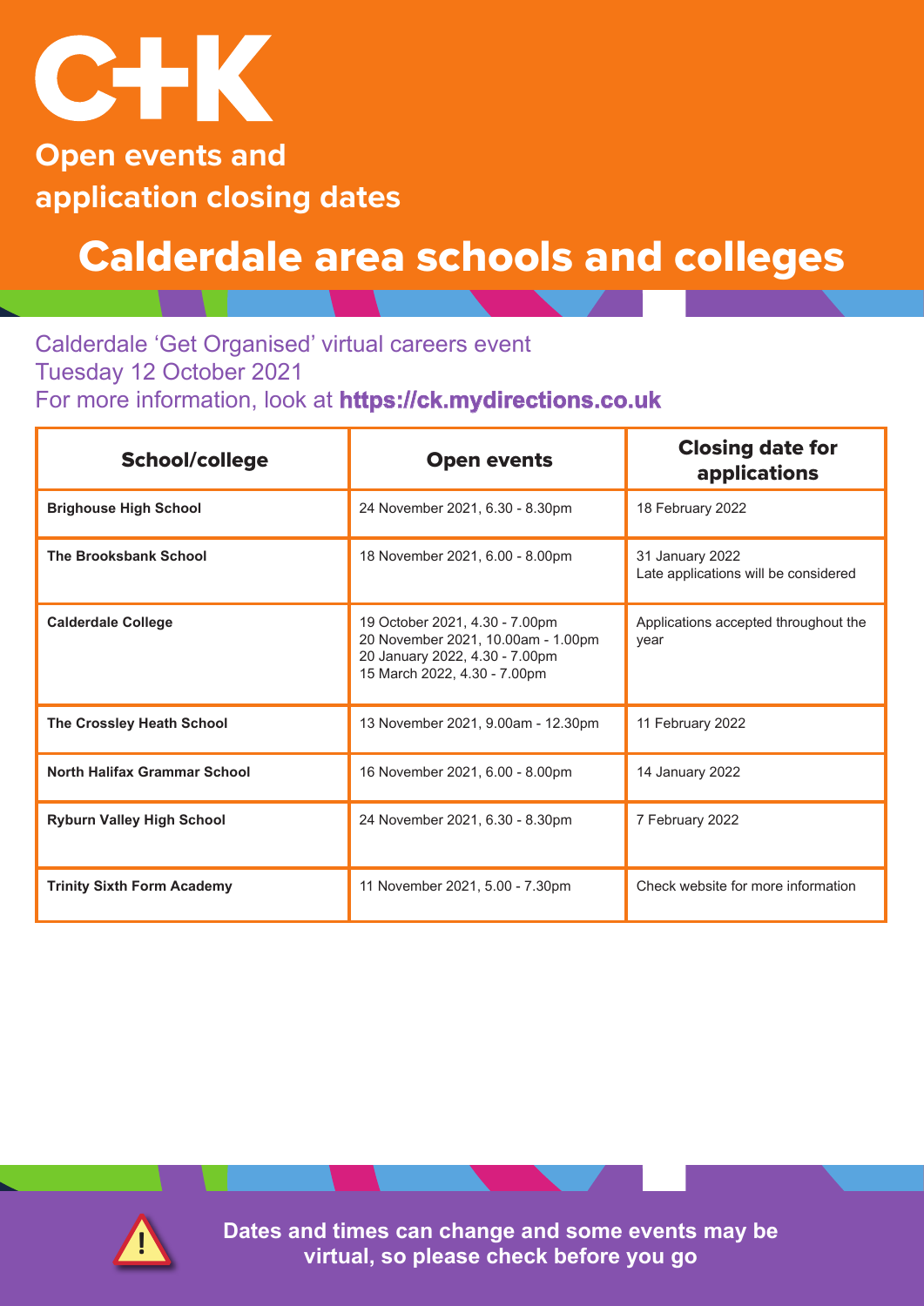# C+K

## Open events and application closing dates

# Calderdale area schools and colleges

Calderdale 'Get Organised' virtual careers event
Tuesday 12 October 2021
For more information, look at **https://ck.mydirections.co.uk**

| School/college | Open events | Closing date for applications |
|---|---|---|
| **Brighouse High School** | 24 November 2021, 6.30 - 8.30pm | 18 February 2022 |
| **The Brooksbank School** | 18 November 2021, 6.00 - 8.00pm | 31 January 2022<br>Late applications will be considered |
| **Calderdale College** | 19 October 2021, 4.30 - 7.00pm<br>20 November 2021, 10.00am - 1.00pm<br>20 January 2022, 4.30 - 7.00pm<br>15 March 2022, 4.30 - 7.00pm | Applications accepted throughout the year |
| **The Crossley Heath School** | 13 November 2021, 9.00am - 12.30pm | 11 February 2022 |
| **North Halifax Grammar School** | 16 November 2021, 6.00 - 8.00pm | 14 January 2022 |
| **Ryburn Valley High School** | 24 November 2021, 6.30 - 8.30pm | 7 February 2022 |
| **Trinity Sixth Form Academy** | 11 November 2021, 5.00 - 7.30pm | Check website for more information |

**Dates and times can change and some events may be virtual, so please check before you go**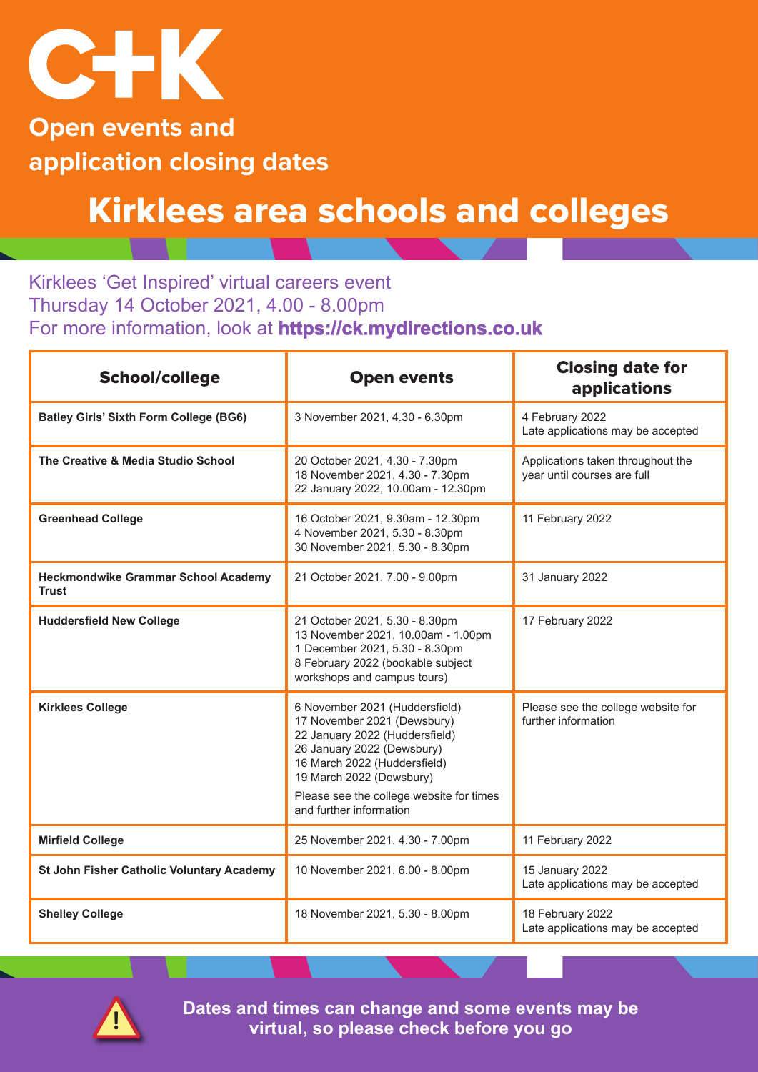# C+K

## Open events and application closing dates

# Kirklees area schools and colleges

Kirklees 'Get Inspired' virtual careers event
Thursday 14 October 2021, 4.00 - 8.00pm
For more information, look at **https://ck.mydirections.co.uk**

| School/college | Open events | Closing date for applications |
|---|---|---|
| **Batley Girls' Sixth Form College (BG6)** | 3 November 2021, 4.30 - 6.30pm | 4 February 2022<br>Late applications may be accepted |
| **The Creative & Media Studio School** | 20 October 2021, 4.30 - 7.30pm<br>18 November 2021, 4.30 - 7.30pm<br>22 January 2022, 10.00am - 12.30pm | Applications taken throughout the year until courses are full |
| **Greenhead College** | 16 October 2021, 9.30am - 12.30pm<br>4 November 2021, 5.30 - 8.30pm<br>30 November 2021, 5.30 - 8.30pm | 11 February 2022 |
| **Heckmondwike Grammar School Academy Trust** | 21 October 2021, 7.00 - 9.00pm | 31 January 2022 |
| **Huddersfield New College** | 21 October 2021, 5.30 - 8.30pm<br>13 November 2021, 10.00am - 1.00pm<br>1 December 2021, 5.30 - 8.30pm<br>8 February 2022 (bookable subject workshops and campus tours) | 17 February 2022 |
| **Kirklees College** | 6 November 2021 (Huddersfield)<br>17 November 2021 (Dewsbury)<br>22 January 2022 (Huddersfield)<br>26 January 2022 (Dewsbury)<br>16 March 2022 (Huddersfield)<br>19 March 2022 (Dewsbury)<br>Please see the college website for times and further information | Please see the college website for further information |
| **Mirfield College** | 25 November 2021, 4.30 - 7.00pm | 11 February 2022 |
| **St John Fisher Catholic Voluntary Academy** | 10 November 2021, 6.00 - 8.00pm | 15 January 2022<br>Late applications may be accepted |
| **Shelley College** | 18 November 2021, 5.30 - 8.00pm | 18 February 2022<br>Late applications may be accepted |

**Dates and times can change and some events may be virtual, so please check before you go**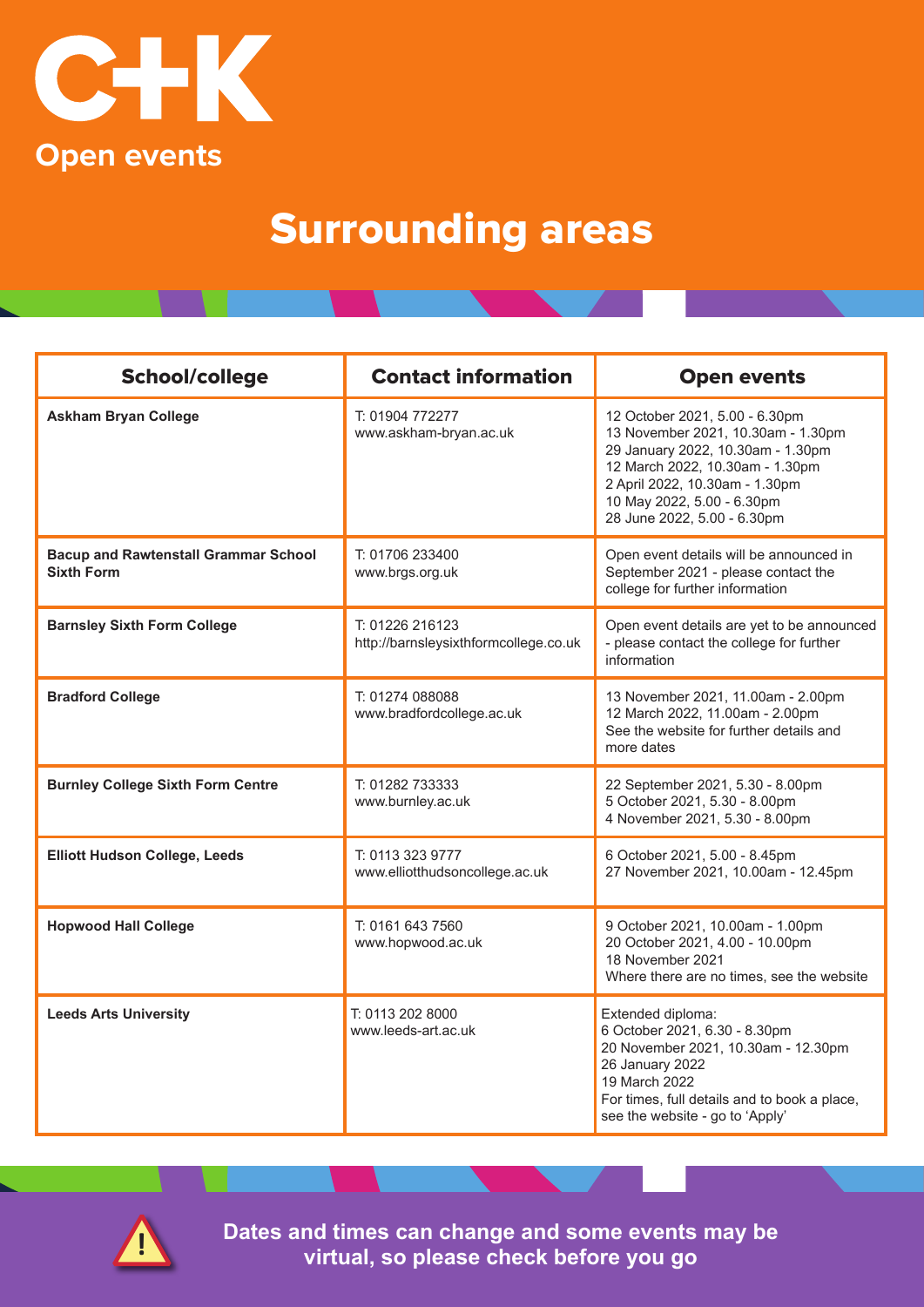# C+K

## Open events

# Surrounding areas

| School/college | Contact information | Open events |
|---|---|---|
| **Askham Bryan College** | T: 01904 772277<br>www.askham-bryan.ac.uk | 12 October 2021, 5.00 - 6.30pm<br>13 November 2021, 10.30am - 1.30pm<br>29 January 2022, 10.30am - 1.30pm<br>12 March 2022, 10.30am - 1.30pm<br>2 April 2022, 10.30am - 1.30pm<br>10 May 2022, 5.00 - 6.30pm<br>28 June 2022, 5.00 - 6.30pm |
| **Bacup and Rawtenstall Grammar School Sixth Form** | T: 01706 233400<br>www.brgs.org.uk | Open event details will be announced in September 2021 - please contact the college for further information |
| **Barnsley Sixth Form College** | T: 01226 216123<br>http://barnsleysixthformcollege.co.uk | Open event details are yet to be announced - please contact the college for further information |
| **Bradford College** | T: 01274 088088<br>www.bradfordcollege.ac.uk | 13 November 2021, 11.00am - 2.00pm<br>12 March 2022, 11.00am - 2.00pm<br>See the website for further details and more dates |
| **Burnley College Sixth Form Centre** | T: 01282 733333<br>www.burnley.ac.uk | 22 September 2021, 5.30 - 8.00pm<br>5 October 2021, 5.30 - 8.00pm<br>4 November 2021, 5.30 - 8.00pm |
| **Elliott Hudson College, Leeds** | T: 0113 323 9777<br>www.elliotthudsoncollege.ac.uk | 6 October 2021, 5.00 - 8.45pm<br>27 November 2021, 10.00am - 12.45pm |
| **Hopwood Hall College** | T: 0161 643 7560<br>www.hopwood.ac.uk | 9 October 2021, 10.00am - 1.00pm<br>20 October 2021, 4.00 - 10.00pm<br>18 November 2021<br>Where there are no times, see the website |
| **Leeds Arts University** | T: 0113 202 8000<br>www.leeds-art.ac.uk | Extended diploma:<br>6 October 2021, 6.30 - 8.30pm<br>20 November 2021, 10.30am - 12.30pm<br>26 January 2022<br>19 March 2022<br>For times, full details and to book a place, see the website - go to 'Apply' |

**Dates and times can change and some events may be virtual, so please check before you go**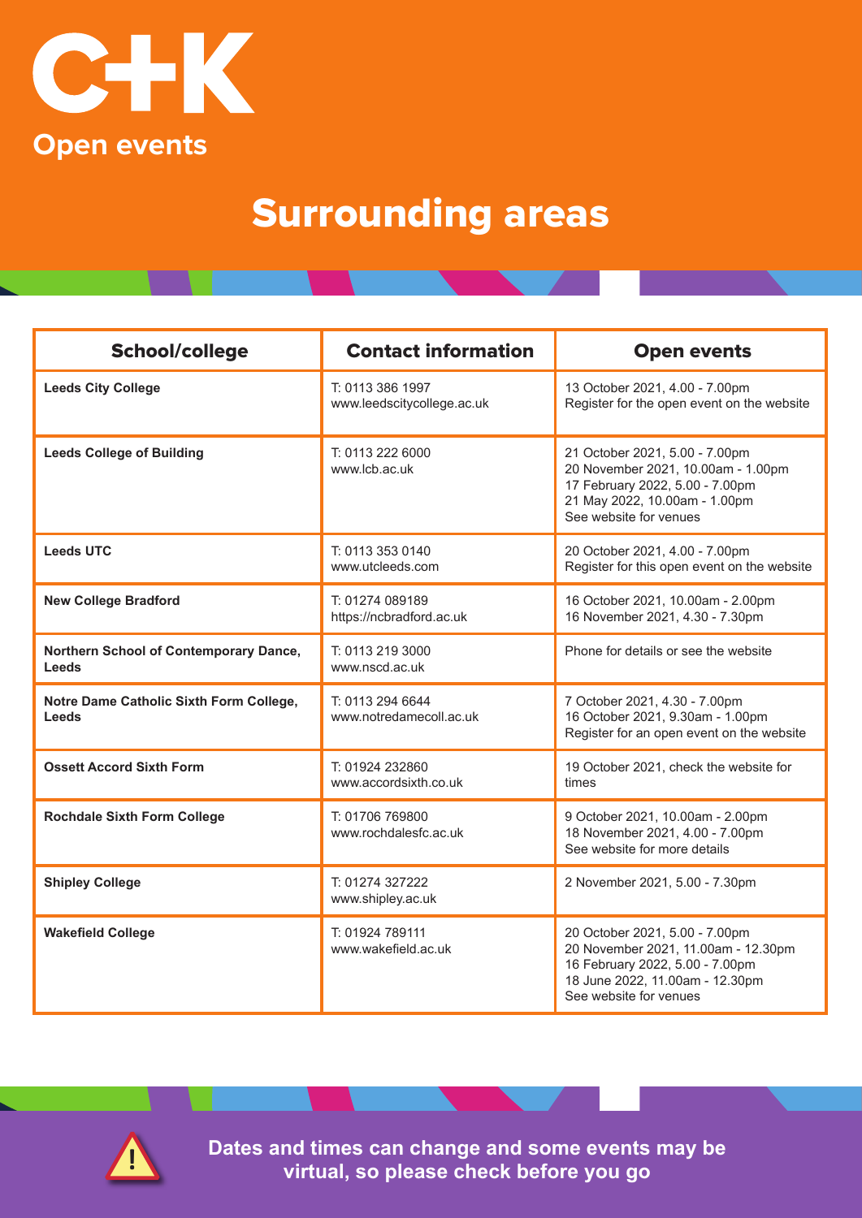C+K

**Open events**

# Surrounding areas

| School/college | Contact information | Open events |
|---|---|---|
| **Leeds City College** | T: 0113 386 1997<br>www.leedscitycollege.ac.uk | 13 October 2021, 4.00 - 7.00pm<br>Register for the open event on the website |
| **Leeds College of Building** | T: 0113 222 6000<br>www.lcb.ac.uk | 21 October 2021, 5.00 - 7.00pm<br>20 November 2021, 10.00am - 1.00pm<br>17 February 2022, 5.00 - 7.00pm<br>21 May 2022, 10.00am - 1.00pm<br>See website for venues |
| **Leeds UTC** | T: 0113 353 0140<br>www.utcleeds.com | 20 October 2021, 4.00 - 7.00pm<br>Register for this open event on the website |
| **New College Bradford** | T: 01274 089189<br>https://ncbradford.ac.uk | 16 October 2021, 10.00am - 2.00pm<br>16 November 2021, 4.30 - 7.30pm |
| **Northern School of Contemporary Dance, Leeds** | T: 0113 219 3000<br>www.nscd.ac.uk | Phone for details or see the website |
| **Notre Dame Catholic Sixth Form College, Leeds** | T: 0113 294 6644<br>www.notredamecoll.ac.uk | 7 October 2021, 4.30 - 7.00pm<br>16 October 2021, 9.30am - 1.00pm<br>Register for an open event on the website |
| **Ossett Accord Sixth Form** | T: 01924 232860<br>www.accordsixth.co.uk | 19 October 2021, check the website for times |
| **Rochdale Sixth Form College** | T: 01706 769800<br>www.rochdalesfc.ac.uk | 9 October 2021, 10.00am - 2.00pm<br>18 November 2021, 4.00 - 7.00pm<br>See website for more details |
| **Shipley College** | T: 01274 327222<br>www.shipley.ac.uk | 2 November 2021, 5.00 - 7.30pm |
| **Wakefield College** | T: 01924 789111<br>www.wakefield.ac.uk | 20 October 2021, 5.00 - 7.00pm<br>20 November 2021, 11.00am - 12.30pm<br>16 February 2022, 5.00 - 7.00pm<br>18 June 2022, 11.00am - 12.30pm<br>See website for venues |

**Dates and times can change and some events may be virtual, so please check before you go**